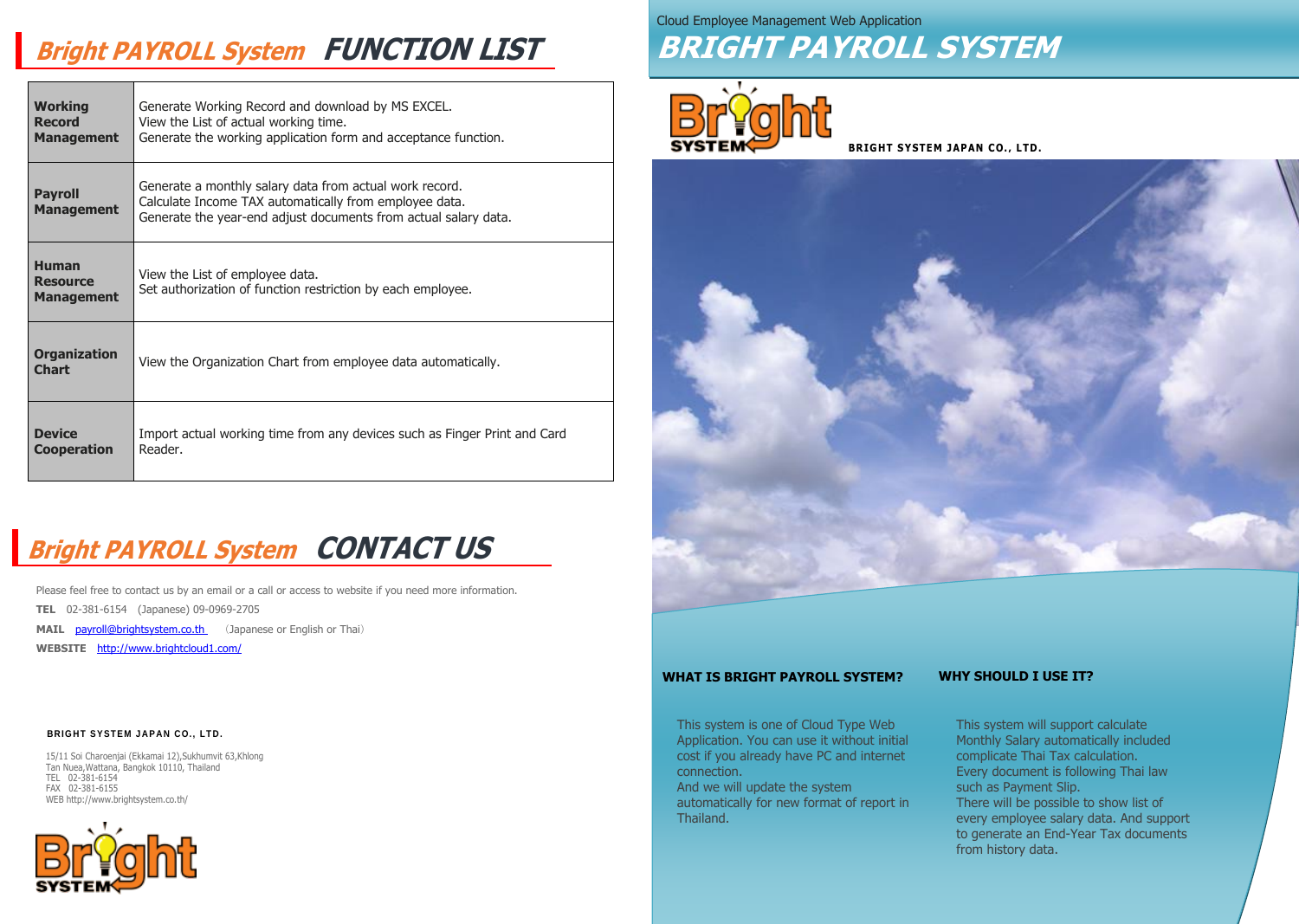## Bright PAYROLL System FUNCTION LIST

| | |
|---|---|
| **Working Record Management** | Generate Working Record and download by MS EXCEL.<br>View the List of actual working time.<br>Generate the working application form and acceptance function. |
| **Payroll Management** | Generate a monthly salary data from actual work record.<br>Calculate Income TAX automatically from employee data.<br>Generate the year-end adjust documents from actual salary data. |
| **Human Resource Management** | View the List of employee data.<br>Set authorization of function restriction by each employee. |
| **Organization Chart** | View the Organization Chart from employee data automatically. |
| **Device Cooperation** | Import actual working time from any devices such as Finger Print and Card Reader. |

## Bright PAYROLL System CONTACT US

Please feel free to contact us by an email or a call or access to website if you need more information.

**TEL** 02-381-6154 (Japanese) 09-0969-2705

**MAIL** payroll@brightsystem.co.th （Japanese or English or Thai）

**WEBSITE** http://www.brightcloud1.com/

**BRIGHT SYSTEM JAPAN CO., LTD.**

15/11 Soi Charoenjai (Ekkamai 12),Sukhumvit 63,Khlong Tan Nuea,Wattana, Bangkok 10110, Thailand
TEL 02-381-6154
FAX 02-381-6155
WEB http://www.brightsystem.co.th/

Cloud Employee Management Web Application

# BRIGHT PAYROLL SYSTEM

**BRIGHT SYSTEM JAPAN CO., LTD.**

### WHAT IS BRIGHT PAYROLL SYSTEM?

This system is one of Cloud Type Web Application. You can use it without initial cost if you already have PC and internet connection.
And we will update the system automatically for new format of report in Thailand.

### WHY SHOULD I USE IT?

This system will support calculate Monthly Salary automatically included complicate Thai Tax calculation.
Every document is following Thai law such as Payment Slip.
There will be possible to show list of every employee salary data. And support to generate an End-Year Tax documents from history data.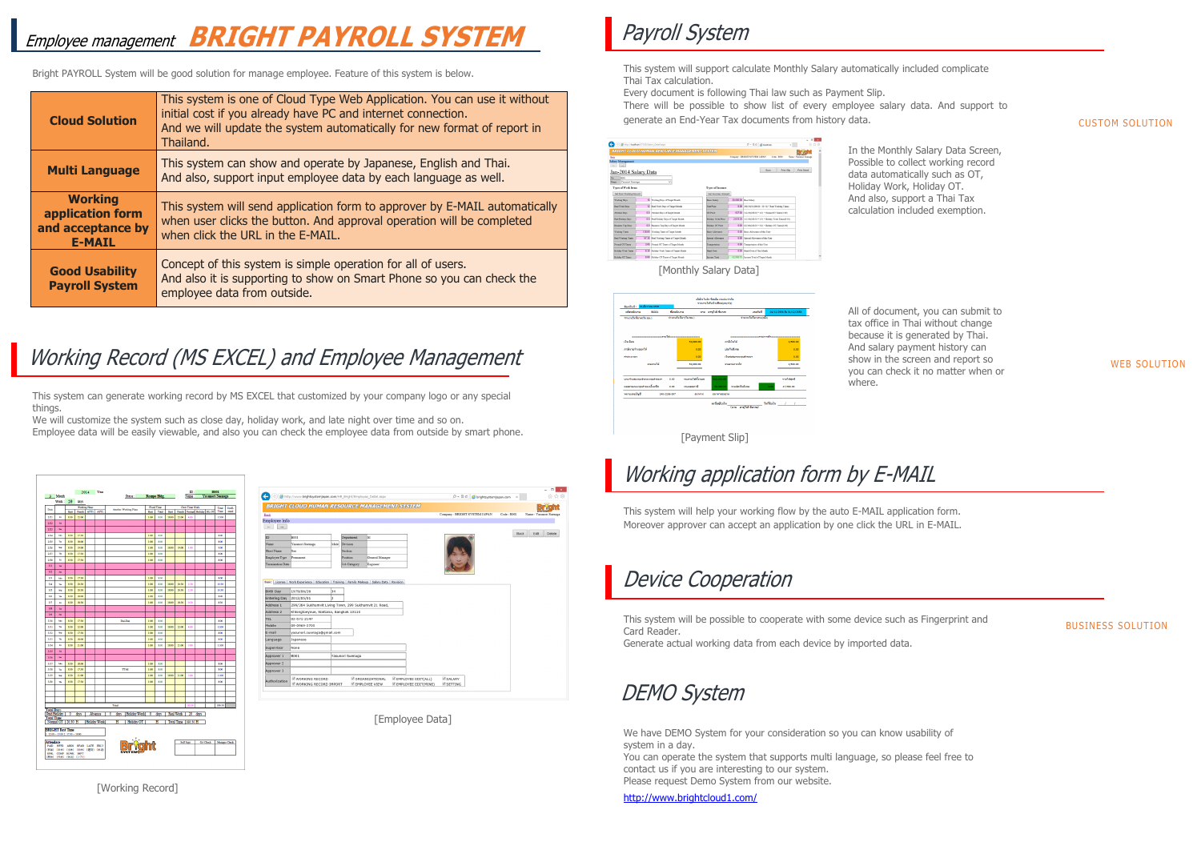# Employee management BRIGHT PAYROLL SYSTEM

Bright PAYROLL System will be good solution for manage employee. Feature of this system is below.

| | |
|---|---|
| **Cloud Solution** | This system is one of Cloud Type Web Application. You can use it without initial cost if you already have PC and internet connection. And we will update the system automatically for new format of report in Thailand. |
| **Multi Language** | This system can show and operate by Japanese, English and Thai. And also, support input employee data by each language as well. |
| **Working application form and acceptance by E-MAIL** | This system will send application form to approver by E-MAIL automatically when user clicks the button. And approval operation will be completed when click the URL in the E-MAIL. |
| **Good Usability Payroll System** | Concept of this system is simple operation for all of users. And also it is supporting to show on Smart Phone so you can check the employee data from outside. |

## Working Record (MS EXCEL) and Employee Management

This system can generate working record by MS EXCEL that customized by your company logo or any special things.
We will customize the system such as close day, holiday work, and late night over time and so on.
Employee data will be easily viewable, and also you can check the employee data from outside by smart phone.

[Working Record]

[Employee Data]

## Payroll System

This system will support calculate Monthly Salary automatically included complicate Thai Tax calculation.
Every document is following Thai law such as Payment Slip.
There will be possible to show list of every employee salary data. And support to generate an End-Year Tax documents from history data.

CUSTOM SOLUTION

In the Monthly Salary Data Screen, Possible to collect working record data automatically such as OT, Holiday Work, Holiday OT.
And also, support a Thai Tax calculation included exemption.

[Monthly Salary Data]

All of document, you can submit to tax office in Thai without change because it is generated by Thai.
And salary payment history can show in the screen and report so you can check it no matter when or where.

WEB SOLUTION

[Payment Slip]

## Working application form by E-MAIL

This system will help your working flow by the auto E-MAIL application form.
Moreover approver can accept an application by one click the URL in E-MAIL.

## Device Cooperation

This system will be possible to cooperate with some device such as Fingerprint and Card Reader.
Generate actual working data from each device by imported data.

BUSINESS SOLUTION

## DEMO System

We have DEMO System for your consideration so you can know usability of system in a day.
You can operate the system that supports multi language, so please feel free to contact us if you are interesting to our system.
Please request Demo System from our website.

http://www.brightcloud1.com/